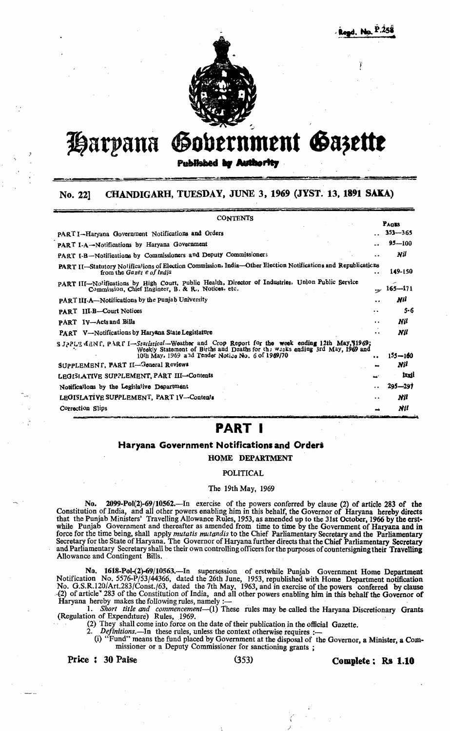Regd. No. P.258

# Haryana Government Gazette

**Published by Authority**

## No. 22] CHANDIGARH, TUESDAY, JUNE 3, 1969 (JYST. 13, 1891 SAKA)

| CONTENTS | PAGES |
|---|---|
| PART I—Haryana Government Notifications and Orders | 353—365 |
| PART I-A—Notifications by Haryana Government | 95—100 |
| PART I-B—Notifications by Commissioners and Deputy Commissioners | Nil |
| PART II—Statutory Notifications of Election Commission, India—Other Election Notifications and Republications from the *Gazette of India* | 149-150 |
| PART III—Notifications by High Court, Public Health, Director of Industries, Union Public Service Commission, Chief Engineer, B. & R., Notices, etc. | 165—171 |
| PART III-A—Notifications by the Punjab University | Nil |
| PART III-B—Court Notices | 5-6 |
| PART IV—Acts and Bills | Nil |
| PART V—Notifications by Haryana State Legislature | Nil |
| SUPPLEMENT, PART I—*Statistical*—Weather and Crop Report for the week ending 12th May, 1969; Weekly Statement of Births and Deaths for the weeks ending 3rd May, 1969 and 10th May, 1969 and Tender Notice No. 6 of 1969/70 | 155—160 |
| SUPPLEMENT, PART II—General Reviews | Nil |
| LEGISLATIVE SUPPLEMENT, PART III—Contents | Ixxii |
| Notifications by the Legislative Department | 295—297 |
| LEGISLATIVE SUPPLEMENT, PART IV—Contents | Nil |
| Correction Slips | Nil |

# PART I

## Haryana Government Notifications and Orders

### HOME DEPARTMENT

#### POLITICAL

The 19th May, 1969

No. 2099-Pol(2)-69/10562.—In exercise of the powers conferred by clause (2) of article 283 of the Constitution of India, and all other powers enabling him in this behalf, the Governor of Haryana hereby directs that the Punjab Ministers' Travelling Allowance Rules, 1953, as amended up to the 31st October, 1966 by the erstwhile Punjab Government and thereafter as amended from time to time by the Government of Haryana and in force for the time being, shall apply *mutatis mutandis* to the Chief Parliamentary Secretary and the Parliamentary Secretary for the State of Haryana. The Governor of Haryana further directs that the Chief Parliamentary Secretary and Parliamentary Secretary shall be their own controlling officers for the purposes of countersigning their Travelling Allowance and Contingent Bills.

No. 1618-Pol-(2)-69/10563.—In supersession of erstwhile Punjab Government Home Department Notification No. 5576-P/53/44366, dated the 26th June, 1953, republished with Home Department notification No. G.S.R.120/Art.283/Const./63, dated the 7th May, 1963, and in exercise of the powers conferred by clause (2) of article 283 of the Constitution of India, and all other powers enabling him in this behalf the Governor of Haryana hereby makes the following rules, namely :—

1. *Short title and commencement*—(1) These rules may be called the Haryana Discretionary Grants (Regulation of Expenditure) Rules, 1969.

(2) They shall come into force on the date of their publication in the official Gazette.

2. *Definitions*.—In these rules, unless the context otherwise requires :—

(i) "Fund" means the fund placed by Government at the disposal of the Governor, a Minister, a Commissioner or a Deputy Commissioner for sanctioning grants ;

Price : 30 Paise (353) Complete : Rs 1.10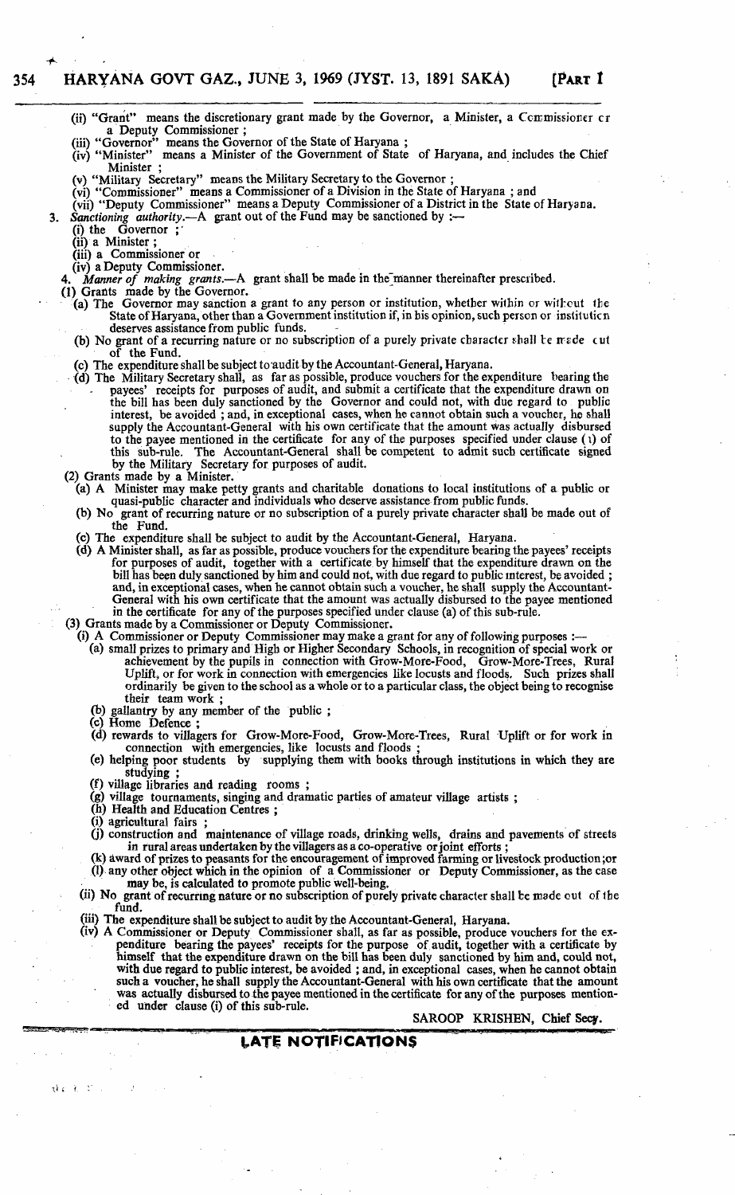(ii) "Grant" means the discretionary grant made by the Governor, a Minister, a Commissioner or a Deputy Commissioner ;

(iii) "Governor" means the Governor of the State of Haryana ;

(iv) "Minister" means a Minister of the Government of State of Haryana, and includes the Chief Minister ;

(v) "Military Secretary" means the Military Secretary to the Governor ;

(vi) "Commissioner" means a Commissioner of a Division in the State of Haryana ; and

(vii) "Deputy Commissioner" means a Deputy Commissioner of a District in the State of Haryana.

3. *Sanctioning authority*.—A grant out of the Fund may be sanctioned by :—

(i) the Governor ;

(ii) a Minister ;

(iii) a Commissioner or

(iv) a Deputy Commissioner.

4. *Manner of making grants*.—A grant shall be made in the manner thereinafter prescribed.

(1) Grants made by the Governor.

(a) The Governor may sanction a grant to any person or institution, whether within or without the State of Haryana, other than a Government institution if, in his opinion, such person or institution deserves assistance from public funds.

(b) No grant of a recurring nature or no subscription of a purely private character shall be made out of the Fund.

(c) The expenditure shall be subject to audit by the Accountant-General, Haryana.

(d) The Military Secretary shall, as far as possible, produce vouchers for the expenditure bearing the payees' receipts for purposes of audit, and submit a certificate that the expenditure drawn on the bill has been duly sanctioned by the Governor and could not, with due regard to public interest, be avoided ; and, in exceptional cases, when he cannot obtain such a voucher, he shall supply the Accountant-General with his own certificate that the amount was actually disbursed to the payee mentioned in the certificate for any of the purposes specified under clause (1) of this sub-rule. The Accountant-General shall be competent to admit such certificate signed by the Military Secretary for purposes of audit.

(2) Grants made by a Minister.

(a) A Minister may make petty grants and charitable donations to local institutions of a public or quasi-public character and individuals who deserve assistance from public funds.

(b) No grant of recurring nature or no subscription of a purely private character shall be made out of the Fund.

(c) The expenditure shall be subject to audit by the Accountant-General, Haryana.

(d) A Minister shall, as far as possible, produce vouchers for the expenditure bearing the payees' receipts for purposes of audit, together with a certificate by himself that the expenditure drawn on the bill has been duly sanctioned by him and could not, with due regard to public interest, be avoided ; and, in exceptional cases, when he cannot obtain such a voucher, he shall supply the Accountant-General with his own certificate that the amount was actually disbursed to the payee mentioned in the certificate for any of the purposes specified under clause (a) of this sub-rule.

(3) Grants made by a Commissioner or Deputy Commissioner.

(i) A Commissioner or Deputy Commissioner may make a grant for any of following purposes :—

(a) small prizes to primary and High or Higher Secondary Schools, in recognition of special work or achievement by the pupils in connection with Grow-More-Food, Grow-More-Trees, Rural Uplift, or for work in connection with emergencies like locusts and floods. Such prizes shall ordinarily be given to the school as a whole or to a particular class, the object being to recognise their team work ;

(b) gallantry by any member of the public ;

(c) Home Defence ;

(d) rewards to villagers for Grow-More-Food, Grow-More-Trees, Rural Uplift or for work in connection with emergencies, like locusts and floods ;

(e) helping poor students by supplying them with books through institutions in which they are studying ;

(f) village libraries and reading rooms ;

(g) village tournaments, singing and dramatic parties of amateur village artists ;

(h) Health and Education Centres ;

(i) agricultural fairs ;

(j) construction and maintenance of village roads, drinking wells, drains and pavements of streets in rural areas undertaken by the villagers as a co-operative or joint efforts ;

(k) award of prizes to peasants for the encouragement of improved farming or livestock production ;or

(l) any other object which in the opinion of a Commissioner or Deputy Commissioner, as the case may be, is calculated to promote public well-being.

(ii) No grant of recurring nature or no subscription of purely private character shall be made out of the fund.

(iii) The expenditure shall be subject to audit by the Accountant-General, Haryana.

(iv) A Commissioner or Deputy Commissioner shall, as far as possible, produce vouchers for the expenditure bearing the payees' receipts for the purpose of audit, together with a certificate by himself that the expenditure drawn on the bill has been duly sanctioned by him and, could not, with due regard to public interest, be avoided ; and, in exceptional cases, when he cannot obtain such a voucher, he shall supply the Accountant-General with his own certificate that the amount was actually disbursed to the payee mentioned in the certificate for any of the purposes mentioned under clause (i) of this sub-rule.

SAROOP KRISHEN, Chief Secy.

## LATE NOTIFICATIONS